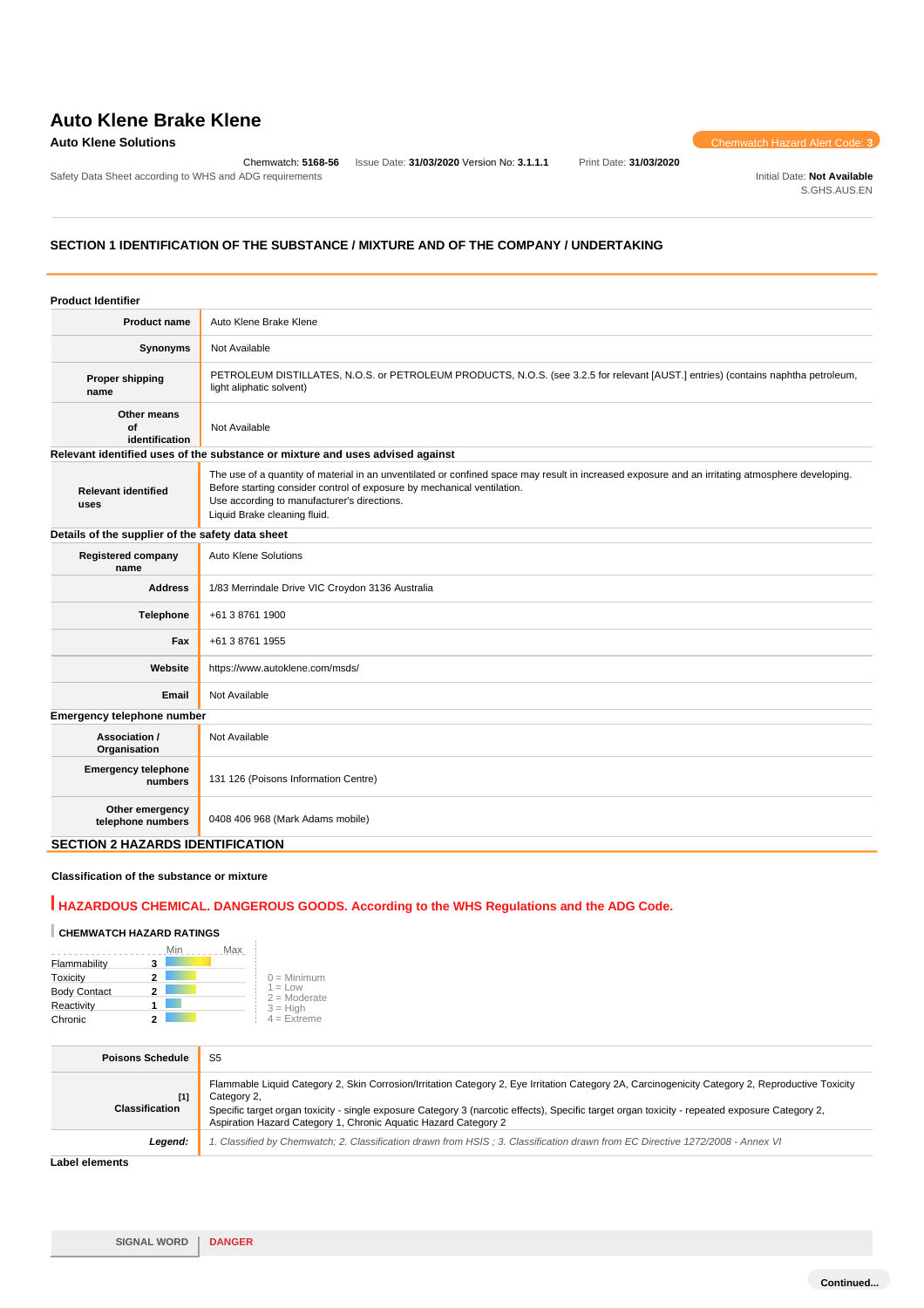# Auto Klene Brake Klene

**Auto Klene Solutions**

Chemwatch Hazard Alert Code: **3**

Chemwatch: **5168-56** Issue Date: **31/03/2020** Version No: **3.1.1.1** Print Date: **31/03/2020**

Safety Data Sheet according to WHS and ADG requirements

Initial Date: **Not Available**
S.GHS.AUS.EN

## SECTION 1 IDENTIFICATION OF THE SUBSTANCE / MIXTURE AND OF THE COMPANY / UNDERTAKING

### Product Identifier

| | |
|---|---|
| **Product name** | Auto Klene Brake Klene |
| **Synonyms** | Not Available |
| **Proper shipping name** | PETROLEUM DISTILLATES, N.O.S. or PETROLEUM PRODUCTS, N.O.S. (see 3.2.5 for relevant [AUST.] entries) (contains naphtha petroleum, light aliphatic solvent) |
| **Other means of identification** | Not Available |

### Relevant identified uses of the substance or mixture and uses advised against

| | |
|---|---|
| **Relevant identified uses** | The use of a quantity of material in an unventilated or confined space may result in increased exposure and an irritating atmosphere developing. Before starting consider control of exposure by mechanical ventilation.<br>Use according to manufacturer's directions.<br>Liquid Brake cleaning fluid. |

### Details of the supplier of the safety data sheet

| | |
|---|---|
| **Registered company name** | Auto Klene Solutions |
| **Address** | 1/83 Merrindale Drive VIC Croydon 3136 Australia |
| **Telephone** | +61 3 8761 1900 |
| **Fax** | +61 3 8761 1955 |
| **Website** | https://www.autoklene.com/msds/ |
| **Email** | Not Available |

### Emergency telephone number

| | |
|---|---|
| **Association / Organisation** | Not Available |
| **Emergency telephone numbers** | 131 126 (Poisons Information Centre) |
| **Other emergency telephone numbers** | 0408 406 968 (Mark Adams mobile) |

## SECTION 2 HAZARDS IDENTIFICATION

### Classification of the substance or mixture

**HAZARDOUS CHEMICAL. DANGEROUS GOODS. According to the WHS Regulations and the ADG Code.**

**CHEMWATCH HAZARD RATINGS**

| | Rating |
|---|---|
| Flammability | 3 |
| Toxicity | 2 |
| Body Contact | 2 |
| Reactivity | 1 |
| Chronic | 2 |

0 = Minimum
1 = Low
2 = Moderate
3 = High
4 = Extreme

| | |
|---|---|
| **Poisons Schedule** | S5 |
| **Classification [1]** | Flammable Liquid Category 2, Skin Corrosion/Irritation Category 2, Eye Irritation Category 2A, Carcinogenicity Category 2, Reproductive Toxicity Category 2,<br>Specific target organ toxicity - single exposure Category 3 (narcotic effects), Specific target organ toxicity - repeated exposure Category 2, Aspiration Hazard Category 1, Chronic Aquatic Hazard Category 2 |
| ***Legend:*** | *1. Classified by Chemwatch; 2. Classification drawn from HSIS ; 3. Classification drawn from EC Directive 1272/2008 - Annex VI* |

### Label elements

| | |
|---|---|
| **SIGNAL WORD** | **DANGER** |

Continued...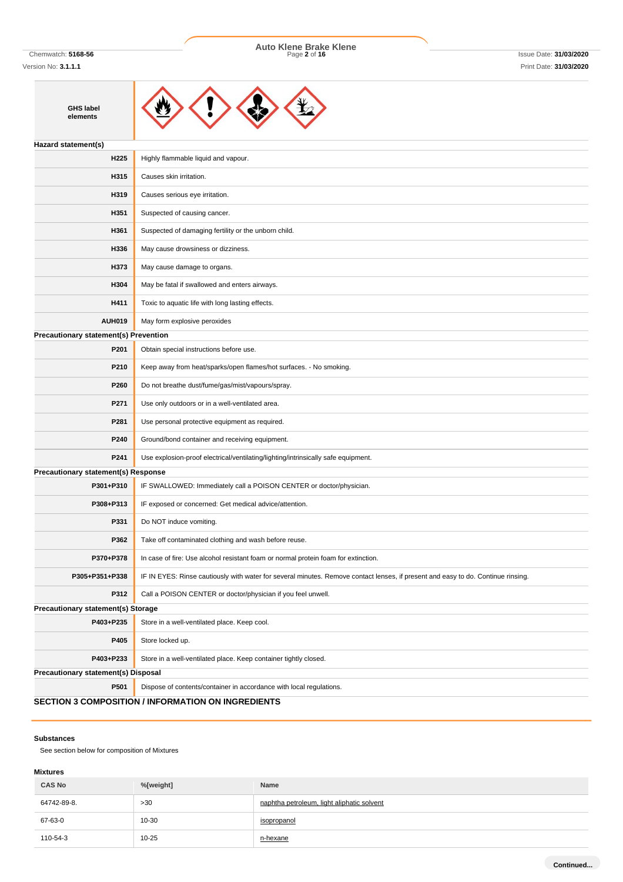| GHS label elements | |
|---|---|

**Hazard statement(s)**

| | |
|---|---|
| H225 | Highly flammable liquid and vapour. |
| H315 | Causes skin irritation. |
| H319 | Causes serious eye irritation. |
| H351 | Suspected of causing cancer. |
| H361 | Suspected of damaging fertility or the unborn child. |
| H336 | May cause drowsiness or dizziness. |
| H373 | May cause damage to organs. |
| H304 | May be fatal if swallowed and enters airways. |
| H411 | Toxic to aquatic life with long lasting effects. |
| AUH019 | May form explosive peroxides |

**Precautionary statement(s) Prevention**

| | |
|---|---|
| P201 | Obtain special instructions before use. |
| P210 | Keep away from heat/sparks/open flames/hot surfaces. - No smoking. |
| P260 | Do not breathe dust/fume/gas/mist/vapours/spray. |
| P271 | Use only outdoors or in a well-ventilated area. |
| P281 | Use personal protective equipment as required. |
| P240 | Ground/bond container and receiving equipment. |
| P241 | Use explosion-proof electrical/ventilating/lighting/intrinsically safe equipment. |

**Precautionary statement(s) Response**

| | |
|---|---|
| P301+P310 | IF SWALLOWED: Immediately call a POISON CENTER or doctor/physician. |
| P308+P313 | IF exposed or concerned: Get medical advice/attention. |
| P331 | Do NOT induce vomiting. |
| P362 | Take off contaminated clothing and wash before reuse. |
| P370+P378 | In case of fire: Use alcohol resistant foam or normal protein foam for extinction. |
| P305+P351+P338 | IF IN EYES: Rinse cautiously with water for several minutes. Remove contact lenses, if present and easy to do. Continue rinsing. |
| P312 | Call a POISON CENTER or doctor/physician if you feel unwell. |

**Precautionary statement(s) Storage**

| | |
|---|---|
| P403+P235 | Store in a well-ventilated place. Keep cool. |
| P405 | Store locked up. |
| P403+P233 | Store in a well-ventilated place. Keep container tightly closed. |

**Precautionary statement(s) Disposal**

| | |
|---|---|
| P501 | Dispose of contents/container in accordance with local regulations. |

## SECTION 3 COMPOSITION / INFORMATION ON INGREDIENTS

### Substances

See section below for composition of Mixtures

### Mixtures

| CAS No | %[weight] | Name |
|---|---|---|
| 64742-89-8. | >30 | naphtha petroleum, light aliphatic solvent |
| 67-63-0 | 10-30 | isopropanol |
| 110-54-3 | 10-25 | n-hexane |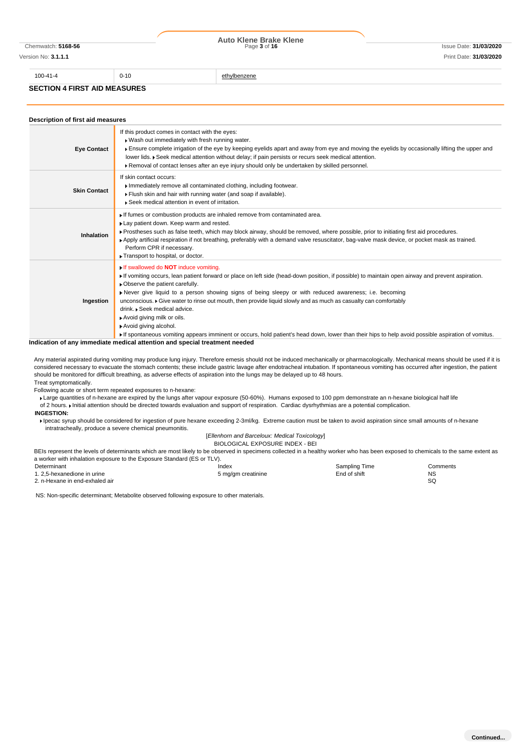| 100-41-4 | 0-10 | ethylbenzene |
|---|---|---|

## SECTION 4 FIRST AID MEASURES

### Description of first aid measures

| | |
|---|---|
| **Eye Contact** | If this product comes in contact with the eyes: ▸ Wash out immediately with fresh running water. ▸ Ensure complete irrigation of the eye by keeping eyelids apart and away from eye and moving the eyelids by occasionally lifting the upper and lower lids. ▸ Seek medical attention without delay; if pain persists or recurs seek medical attention. ▸ Removal of contact lenses after an eye injury should only be undertaken by skilled personnel. |
| **Skin Contact** | If skin contact occurs: ▸ Immediately remove all contaminated clothing, including footwear. ▸ Flush skin and hair with running water (and soap if available). ▸ Seek medical attention in event of irritation. |
| **Inhalation** | ▸ If fumes or combustion products are inhaled remove from contaminated area. ▸ Lay patient down. Keep warm and rested. ▸ Prostheses such as false teeth, which may block airway, should be removed, where possible, prior to initiating first aid procedures. ▸ Apply artificial respiration if not breathing, preferably with a demand valve resuscitator, bag-valve mask device, or pocket mask as trained. Perform CPR if necessary. ▸ Transport to hospital, or doctor. |
| **Ingestion** | ▸ If swallowed do **NOT** induce vomiting. ▸ If vomiting occurs, lean patient forward or place on left side (head-down position, if possible) to maintain open airway and prevent aspiration. ▸ Observe the patient carefully. ▸ Never give liquid to a person showing signs of being sleepy or with reduced awareness; i.e. becoming unconscious. ▸ Give water to rinse out mouth, then provide liquid slowly and as much as casualty can comfortably drink. ▸ Seek medical advice. ▸ Avoid giving milk or oils. ▸ Avoid giving alcohol. ▸ If spontaneous vomiting appears imminent or occurs, hold patient's head down, lower than their hips to help avoid possible aspiration of vomitus. |

### Indication of any immediate medical attention and special treatment needed

Any material aspirated during vomiting may produce lung injury. Therefore emesis should not be induced mechanically or pharmacologically. Mechanical means should be used if it is considered necessary to evacuate the stomach contents; these include gastric lavage after endotracheal intubation. If spontaneous vomiting has occurred after ingestion, the patient should be monitored for difficult breathing, as adverse effects of aspiration into the lungs may be delayed up to 48 hours.

Treat symptomatically.

Following acute or short term repeated exposures to n-hexane:

- Large quantities of n-hexane are expired by the lungs after vapour exposure (50-60%). Humans exposed to 100 ppm demonstrate an n-hexane biological half life of 2 hours.
- Initial attention should be directed towards evaluation and support of respiration. Cardiac dysrhythmias are a potential complication.

**INGESTION:**

- Ipecac syrup should be considered for ingestion of pure hexane exceeding 2-3ml/kg. Extreme caution must be taken to avoid aspiration since small amounts of n-hexane intratracheally, produce a severe chemical pneumonitis.

[*Ellenhorn and Barceloux: Medical Toxicology*]

BIOLOGICAL EXPOSURE INDEX - BEI

BEIs represent the levels of determinants which are most likely to be observed in specimens collected in a healthy worker who has been exposed to chemicals to the same extent as a worker with inhalation exposure to the Exposure Standard (ES or TLV).

| Determinant | Index | Sampling Time | Comments |
|---|---|---|---|
| 1. 2,5-hexanedione in urine | 5 mg/gm creatinine | End of shift | NS |
| 2. n-Hexane in end-exhaled air | | | SQ |

NS: Non-specific determinant; Metabolite observed following exposure to other materials.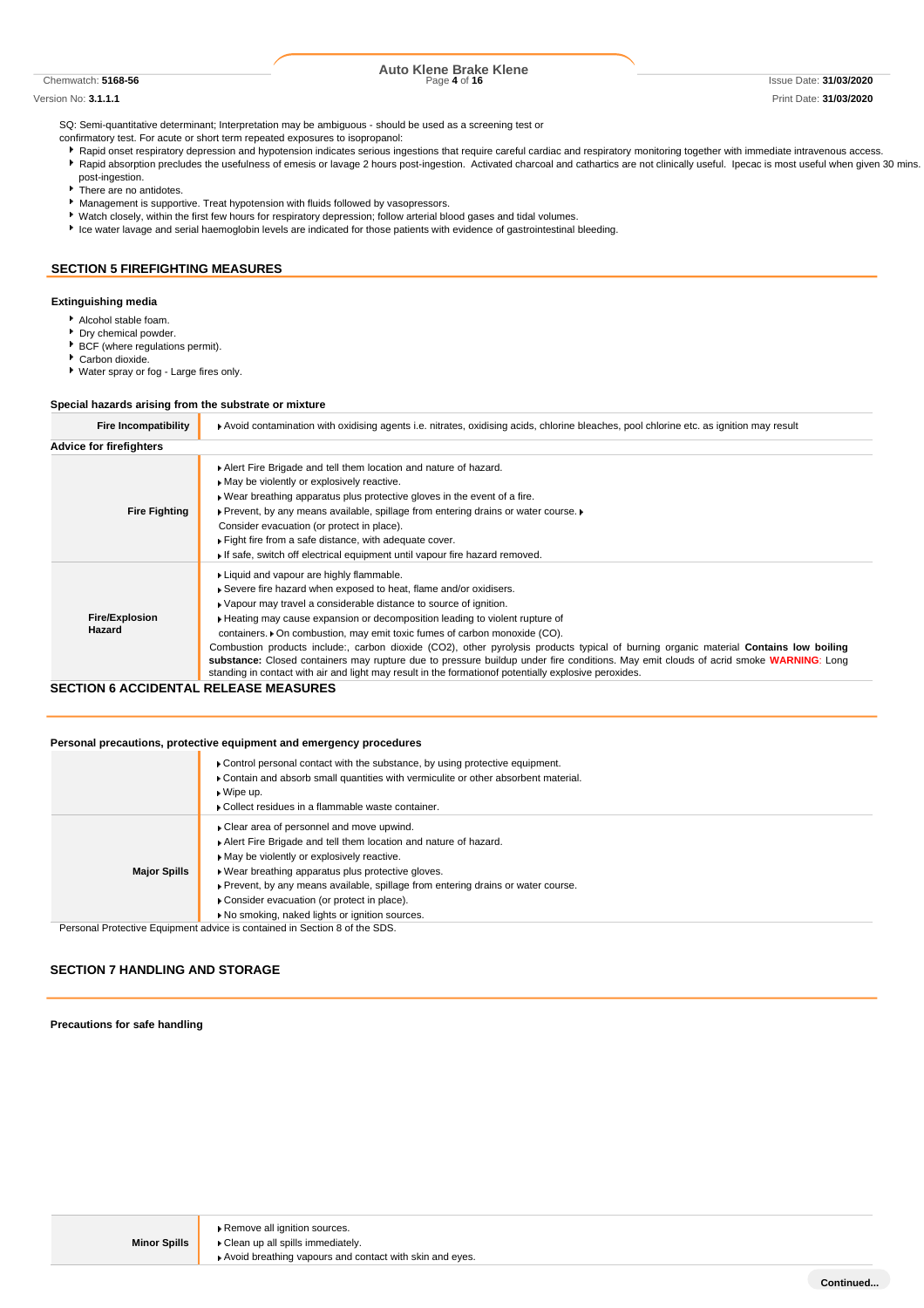SQ: Semi-quantitative determinant; Interpretation may be ambiguous - should be used as a screening test or confirmatory test. For acute or short term repeated exposures to isopropanol:

- Rapid onset respiratory depression and hypotension indicates serious ingestions that require careful cardiac and respiratory monitoring together with immediate intravenous access.
- Rapid absorption precludes the usefulness of emesis or lavage 2 hours post-ingestion. Activated charcoal and cathartics are not clinically useful. Ipecac is most useful when given 30 mins. post-ingestion.
- There are no antidotes.
- Management is supportive. Treat hypotension with fluids followed by vasopressors.
- Watch closely, within the first few hours for respiratory depression; follow arterial blood gases and tidal volumes.
- Ice water lavage and serial haemoglobin levels are indicated for those patients with evidence of gastrointestinal bleeding.

## SECTION 5 FIREFIGHTING MEASURES

### Extinguishing media

- Alcohol stable foam.
- Dry chemical powder.
- BCF (where regulations permit).
- Carbon dioxide.
- Water spray or fog - Large fires only.

### Special hazards arising from the substrate or mixture

| | |
|---|---|
| **Fire Incompatibility** | Avoid contamination with oxidising agents i.e. nitrates, oxidising acids, chlorine bleaches, pool chlorine etc. as ignition may result |

### Advice for firefighters

| | |
|---|---|
| **Fire Fighting** | Alert Fire Brigade and tell them location and nature of hazard.<br>May be violently or explosively reactive.<br>Wear breathing apparatus plus protective gloves in the event of a fire.<br>Prevent, by any means available, spillage from entering drains or water course.<br>Consider evacuation (or protect in place).<br>Fight fire from a safe distance, with adequate cover.<br>If safe, switch off electrical equipment until vapour fire hazard removed. |
| **Fire/Explosion Hazard** | Liquid and vapour are highly flammable.<br>Severe fire hazard when exposed to heat, flame and/or oxidisers.<br>Vapour may travel a considerable distance to source of ignition.<br>Heating may cause expansion or decomposition leading to violent rupture of containers.<br>On combustion, may emit toxic fumes of carbon monoxide (CO).<br>Combustion products include:, carbon dioxide ($CO_2$), other pyrolysis products typical of burning organic material **Contains low boiling substance:** Closed containers may rupture due to pressure buildup under fire conditions. May emit clouds of acrid smoke **WARNING:** Long standing in contact with air and light may result in the formationof potentially explosive peroxides. |

## SECTION 6 ACCIDENTAL RELEASE MEASURES

### Personal precautions, protective equipment and emergency procedures

| | |
|---|---|
| **Minor Spills** | Remove all ignition sources.<br>Clean up all spills immediately.<br>Avoid breathing vapours and contact with skin and eyes.<br>Control personal contact with the substance, by using protective equipment.<br>Contain and absorb small quantities with vermiculite or other absorbent material.<br>Wipe up.<br>Collect residues in a flammable waste container. |
| **Major Spills** | Clear area of personnel and move upwind.<br>Alert Fire Brigade and tell them location and nature of hazard.<br>May be violently or explosively reactive.<br>Wear breathing apparatus plus protective gloves.<br>Prevent, by any means available, spillage from entering drains or water course.<br>Consider evacuation (or protect in place).<br>No smoking, naked lights or ignition sources. |

Personal Protective Equipment advice is contained in Section 8 of the SDS.

## SECTION 7 HANDLING AND STORAGE

### Precautions for safe handling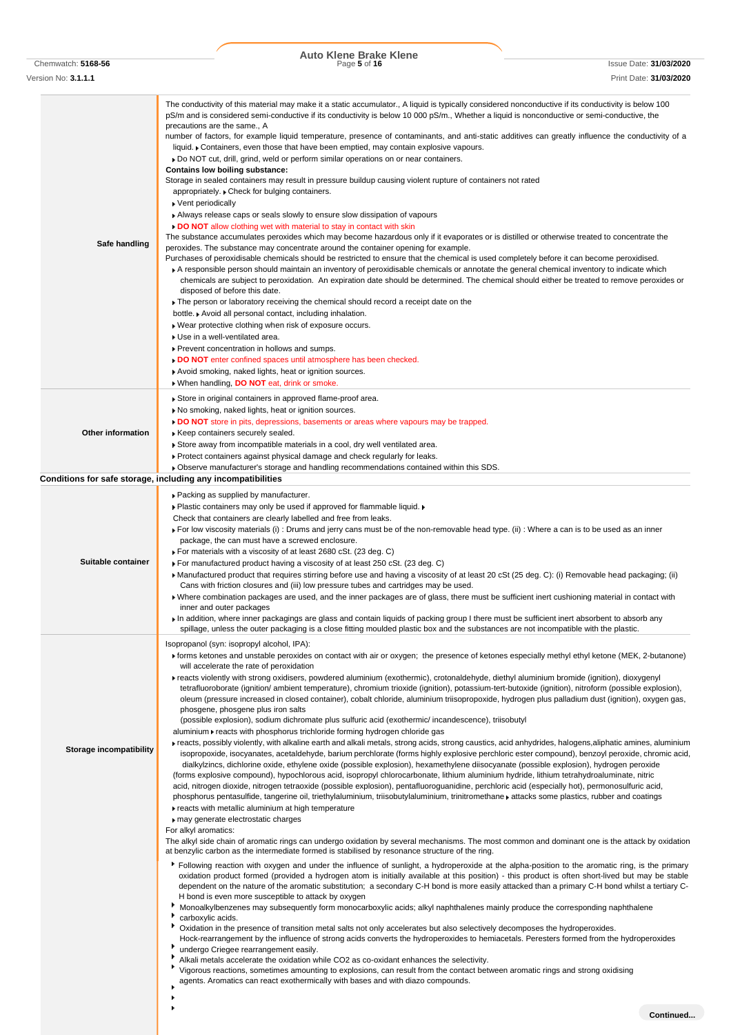| | |
|---|---|
| **Safe handling** | The conductivity of this material may make it a static accumulator., A liquid is typically considered nonconductive if its conductivity is below 100 pS/m and is considered semi-conductive if its conductivity is below 10 000 pS/m., Whether a liquid is nonconductive or semi-conductive, the precautions are the same., A number of factors, for example liquid temperature, presence of contaminants, and anti-static additives can greatly influence the conductivity of a liquid. ▸ Containers, even those that have been emptied, may contain explosive vapours. <br>▸ Do NOT cut, drill, grind, weld or perform similar operations on or near containers. <br>**Contains low boiling substance:** <br>Storage in sealed containers may result in pressure buildup causing violent rupture of containers not rated appropriately. ▸ Check for bulging containers. <br>▸ Vent periodically <br>▸ Always release caps or seals slowly to ensure slow dissipation of vapours <br>▸ **DO NOT** allow clothing wet with material to stay in contact with skin <br>The substance accumulates peroxides which may become hazardous only if it evaporates or is distilled or otherwise treated to concentrate the peroxides. The substance may concentrate around the container opening for example. <br>Purchases of peroxidisable chemicals should be restricted to ensure that the chemical is used completely before it can become peroxidised. <br>▸ A responsible person should maintain an inventory of peroxidisable chemicals or annotate the general chemical inventory to indicate which chemicals are subject to peroxidation. An expiration date should be determined. The chemical should either be treated to remove peroxides or disposed of before this date. <br>▸ The person or laboratory receiving the chemical should record a receipt date on the bottle. ▸ Avoid all personal contact, including inhalation. <br>▸ Wear protective clothing when risk of exposure occurs. <br>▸ Use in a well-ventilated area. <br>▸ Prevent concentration in hollows and sumps. <br>▸ **DO NOT** enter confined spaces until atmosphere has been checked. <br>▸ Avoid smoking, naked lights, heat or ignition sources. <br>▸ When handling, **DO NOT** eat, drink or smoke. |
| **Other information** | ▸ Store in original containers in approved flame-proof area. <br>▸ No smoking, naked lights, heat or ignition sources. <br>▸ **DO NOT** store in pits, depressions, basements or areas where vapours may be trapped. <br>▸ Keep containers securely sealed. <br>▸ Store away from incompatible materials in a cool, dry well ventilated area. <br>▸ Protect containers against physical damage and check regularly for leaks. <br>▸ Observe manufacturer's storage and handling recommendations contained within this SDS. |

**Conditions for safe storage, including any incompatibilities**

| | |
|---|---|
| **Suitable container** | ▸ Packing as supplied by manufacturer. <br>▸ Plastic containers may only be used if approved for flammable liquid. ▸ Check that containers are clearly labelled and free from leaks. <br>▸ For low viscosity materials (i) : Drums and jerry cans must be of the non-removable head type. (ii) : Where a can is to be used as an inner package, the can must have a screwed enclosure. <br>▸ For materials with a viscosity of at least 2680 cSt. (23 deg. C) <br>▸ For manufactured product having a viscosity of at least 250 cSt. (23 deg. C) <br>▸ Manufactured product that requires stirring before use and having a viscosity of at least 20 cSt (25 deg. C): (i) Removable head packaging; (ii) Cans with friction closures and (iii) low pressure tubes and cartridges may be used. <br>▸ Where combination packages are used, and the inner packages are of glass, there must be sufficient inert cushioning material in contact with inner and outer packages <br>▸ In addition, where inner packagings are glass and contain liquids of packing group I there must be sufficient inert absorbent to absorb any spillage, unless the outer packaging is a close fitting moulded plastic box and the substances are not incompatible with the plastic. |
| **Storage incompatibility** | Isopropanol (syn: isopropyl alcohol, IPA): <br>▸ forms ketones and unstable peroxides on contact with air or oxygen; the presence of ketones especially methyl ethyl ketone (MEK, 2-butanone) will accelerate the rate of peroxidation <br>▸ reacts violently with strong oxidisers, powdered aluminium (exothermic), crotonaldehyde, diethyl aluminium bromide (ignition), dioxygenyl tetrafluoroborate (ignition/ ambient temperature), chromium trioxide (ignition), potassium-tert-butoxide (ignition), nitroform (possible explosion), oleum (pressure increased in closed container), cobalt chloride, aluminium triisopropoxide, hydrogen plus palladium dust (ignition), oxygen gas, phosgene, phosgene plus iron salts (possible explosion), sodium dichromate plus sulfuric acid (exothermic/ incandescence), triisobutyl aluminium ▸ reacts with phosphorus trichloride forming hydrogen chloride gas <br>▸ reacts, possibly violently, with alkaline earth and alkali metals, strong acids, strong caustics, acid anhydrides, halogens,aliphatic amines, aluminium isopropoxide, isocyanates, acetaldehyde, barium perchlorate (forms highly explosive perchloric ester compound), benzoyl peroxide, chromic acid, dialkylzincs, dichlorine oxide, ethylene oxide (possible explosion), hexamethylene diisocyanate (possible explosion), hydrogen peroxide (forms explosive compound), hypochlorous acid, isopropyl chlorocarbonate, lithium aluminium hydride, lithium tetrahydroaluminate, nitric acid, nitrogen dioxide, nitrogen tetraoxide (possible explosion), pentafluoroguanidine, perchloric acid (especially hot), permonosulfuric acid, phosphorus pentasulfide, tangerine oil, triethylaluminium, triisobutylaluminium, trinitromethane ▸ attacks some plastics, rubber and coatings <br>▸ reacts with metallic aluminium at high temperature <br>▸ may generate electrostatic charges <br>For alkyl aromatics: <br>The alkyl side chain of aromatic rings can undergo oxidation by several mechanisms. The most common and dominant one is the attack by oxidation at benzylic carbon as the intermediate formed is stabilised by resonance structure of the ring. <br>▸ Following reaction with oxygen and under the influence of sunlight, a hydroperoxide at the alpha-position to the aromatic ring, is the primary oxidation product formed (provided a hydrogen atom is initially available at this position) - this product is often short-lived but may be stable dependent on the nature of the aromatic substitution; a secondary C-H bond is more easily attacked than a primary C-H bond whilst a tertiary C-H bond is even more susceptible to attack by oxygen <br>▸ Monoalkylbenzenes may subsequently form monocarboxylic acids; alkyl naphthalenes mainly produce the corresponding naphthalene carboxylic acids. <br>▸ Oxidation in the presence of transition metal salts not only accelerates but also selectively decomposes the hydroperoxides. Hock-rearrangement by the influence of strong acids converts the hydroperoxides to hemiacetals. Peresters formed from the hydroperoxides undergo Criegee rearrangement easily. <br>▸ Alkali metals accelerate the oxidation while $CO_2$ as co-oxidant enhances the selectivity. <br>▸ Vigorous reactions, sometimes amounting to explosions, can result from the contact between aromatic rings and strong oxidising agents. Aromatics can react exothermically with bases and with diazo compounds. |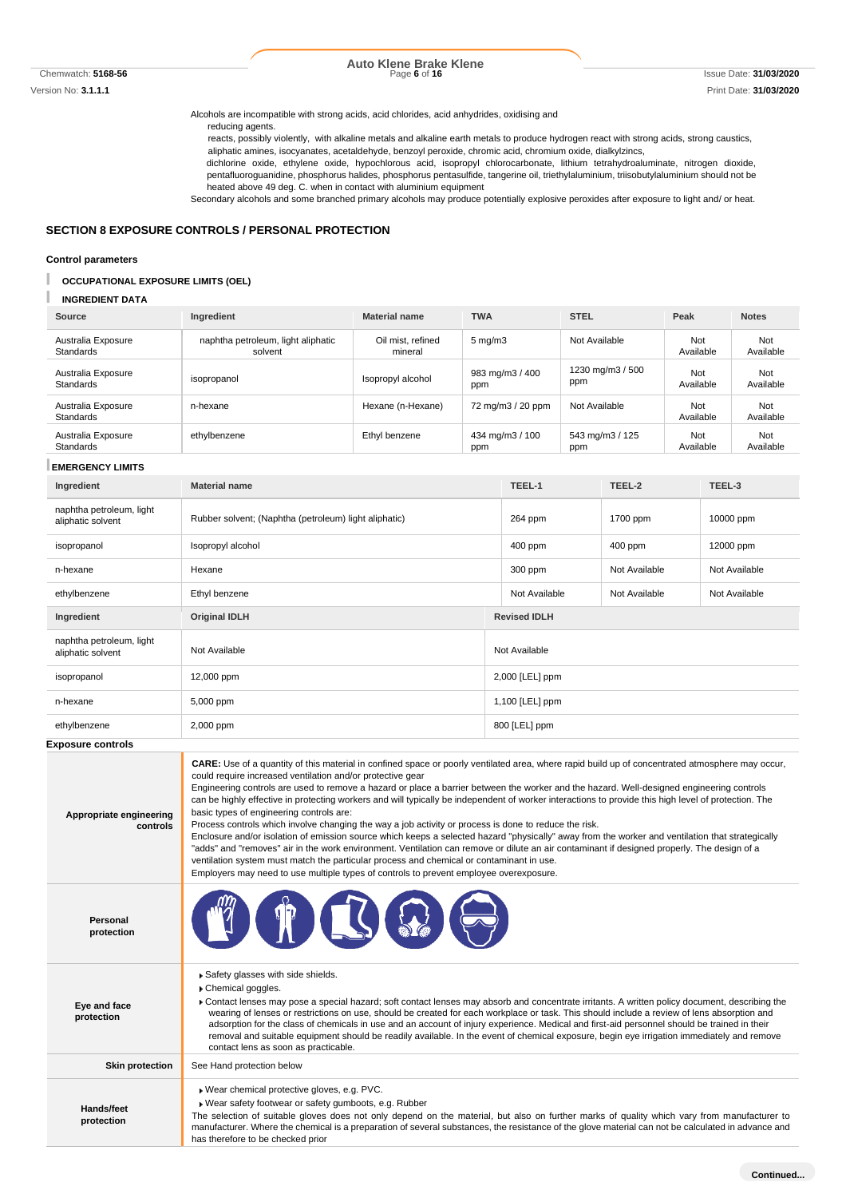Alcohols are incompatible with strong acids, acid chlorides, acid anhydrides, oxidising and
reducing agents.
reacts, possibly violently, with alkaline metals and alkaline earth metals to produce hydrogen react with strong acids, strong caustics, aliphatic amines, isocyanates, acetaldehyde, benzoyl peroxide, chromic acid, chromium oxide, dialkylzincs,
dichlorine oxide, ethylene oxide, hypochlorous acid, isopropyl chlorocarbonate, lithium tetrahydroaluminate, nitrogen dioxide, pentafluoroguanidine, phosphorus halides, phosphorus pentasulfide, tangerine oil, triethylaluminium, triisobutylaluminium should not be heated above 49 deg. C. when in contact with aluminium equipment
Secondary alcohols and some branched primary alcohols may produce potentially explosive peroxides after exposure to light and/ or heat.

## SECTION 8 EXPOSURE CONTROLS / PERSONAL PROTECTION

### Control parameters

#### OCCUPATIONAL EXPOSURE LIMITS (OEL)

#### INGREDIENT DATA

| Source | Ingredient | Material name | TWA | STEL | Peak | Notes |
|---|---|---|---|---|---|---|
| Australia Exposure Standards | naphtha petroleum, light aliphatic solvent | Oil mist, refined mineral | 5 mg/m3 | Not Available | Not Available | Not Available |
| Australia Exposure Standards | isopropanol | Isopropyl alcohol | 983 mg/m3 / 400 ppm | 1230 mg/m3 / 500 ppm | Not Available | Not Available |
| Australia Exposure Standards | n-hexane | Hexane (n-Hexane) | 72 mg/m3 / 20 ppm | Not Available | Not Available | Not Available |
| Australia Exposure Standards | ethylbenzene | Ethyl benzene | 434 mg/m3 / 100 ppm | 543 mg/m3 / 125 ppm | Not Available | Not Available |

#### EMERGENCY LIMITS

| Ingredient | Material name | TEEL-1 | TEEL-2 | TEEL-3 |
|---|---|---|---|---|
| naphtha petroleum, light aliphatic solvent | Rubber solvent; (Naphtha (petroleum) light aliphatic) | 264 ppm | 1700 ppm | 10000 ppm |
| isopropanol | Isopropyl alcohol | 400 ppm | 400 ppm | 12000 ppm |
| n-hexane | Hexane | 300 ppm | Not Available | Not Available |
| ethylbenzene | Ethyl benzene | Not Available | Not Available | Not Available |

| Ingredient | Original IDLH | Revised IDLH |
|---|---|---|
| naphtha petroleum, light aliphatic solvent | Not Available | Not Available |
| isopropanol | 12,000 ppm | 2,000 [LEL] ppm |
| n-hexane | 5,000 ppm | 1,100 [LEL] ppm |
| ethylbenzene | 2,000 ppm | 800 [LEL] ppm |

### Exposure controls

| | |
|---|---|
| **Appropriate engineering controls** | **CARE:** Use of a quantity of this material in confined space or poorly ventilated area, where rapid build up of concentrated atmosphere may occur, could require increased ventilation and/or protective gear<br>Engineering controls are used to remove a hazard or place a barrier between the worker and the hazard. Well-designed engineering controls can be highly effective in protecting workers and will typically be independent of worker interactions to provide this high level of protection. The basic types of engineering controls are:<br>Process controls which involve changing the way a job activity or process is done to reduce the risk.<br>Enclosure and/or isolation of emission source which keeps a selected hazard "physically" away from the worker and ventilation that strategically "adds" and "removes" air in the work environment. Ventilation can remove or dilute an air contaminant if designed properly. The design of a ventilation system must match the particular process and chemical or contaminant in use.<br>Employers may need to use multiple types of controls to prevent employee overexposure. |
| **Personal protection** | |
| **Eye and face protection** | ▸ Safety glasses with side shields.<br>▸ Chemical goggles.<br>▸ Contact lenses may pose a special hazard; soft contact lenses may absorb and concentrate irritants. A written policy document, describing the wearing of lenses or restrictions on use, should be created for each workplace or task. This should include a review of lens absorption and adsorption for the class of chemicals in use and an account of injury experience. Medical and first-aid personnel should be trained in their removal and suitable equipment should be readily available. In the event of chemical exposure, begin eye irrigation immediately and remove contact lens as soon as practicable. |
| **Skin protection** | See Hand protection below |
| **Hands/feet protection** | ▸ Wear chemical protective gloves, e.g. PVC.<br>▸ Wear safety footwear or safety gumboots, e.g. Rubber<br>The selection of suitable gloves does not only depend on the material, but also on further marks of quality which vary from manufacturer to manufacturer. Where the chemical is a preparation of several substances, the resistance of the glove material can not be calculated in advance and has therefore to be checked prior |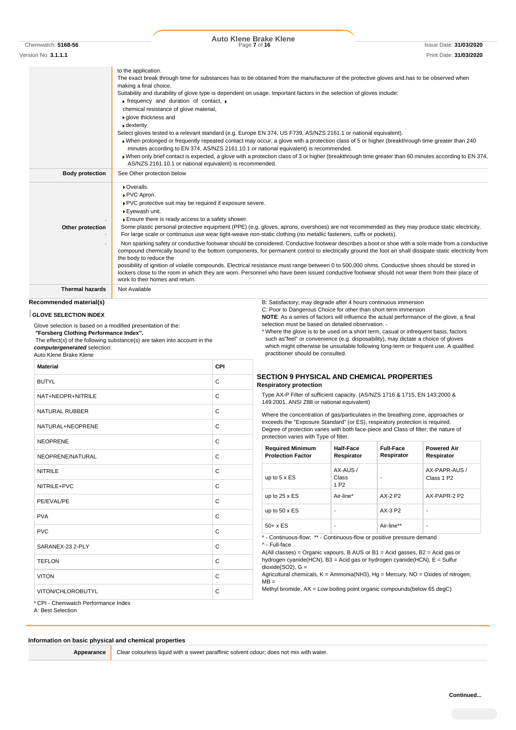| | |
|---|---|
| | to the application.<br>The exact break through time for substances has to be obtained from the manufacturer of the protective gloves and.has to be observed when making a final choice.<br>Suitability and durability of glove type is dependent on usage. Important factors in the selection of gloves include:<br>▸ frequency and duration of contact, ▸<br>chemical resistance of glove material,<br>▸ glove thickness and<br>▸ dexterity<br>Select gloves tested to a relevant standard (e.g. Europe EN 374, US F739, AS/NZS 2161.1 or national equivalent).<br>▸ When prolonged or frequently repeated contact may occur, a glove with a protection class of 5 or higher (breakthrough time greater than 240 minutes according to EN 374, AS/NZS 2161.10.1 or national equivalent) is recommended.<br>▸ When only brief contact is expected, a glove with a protection class of 3 or higher (breakthrough time greater than 60 minutes according to EN 374, AS/NZS 2161.10.1 or national equivalent) is recommended. |
| **Body protection** | See Other protection below |
| **Other protection** | ▸ Overalls.<br>▸ PVC Apron.<br>▸ PVC protective suit may be required if exposure severe.<br>▸ Eyewash unit.<br>▸ Ensure there is ready access to a safety shower.<br>Some plastic personal protective equipment (PPE) (e.g. gloves, aprons, overshoes) are not recommended as they may produce static electricity.<br>For large scale or continuous use wear tight-weave non-static clothing (no metallic fasteners, cuffs or pockets).<br>Non sparking safety or conductive footwear should be considered. Conductive footwear describes a boot or shoe with a sole made from a conductive compound chemically bound to the bottom components, for permanent control to electrically ground the foot an shall dissipate static electricity from the body to reduce the<br>possibility of ignition of volatile compounds. Electrical resistance must range between 0 to 500,000 ohms. Conductive shoes should be stored in lockers close to the room in which they are worn. Personnel who have been issued conductive footwear should not wear them from their place of work to their homes and return. |
| **Thermal hazards** | Not Available |

**Recommended material(s)**

**GLOVE SELECTION INDEX**

Glove selection is based on a modified presentation of the:
***"Forsberg Clothing Performance Index".***
The effect(s) of the following substance(s) are taken into account in the ***computergenerated*** selection:
Auto Klene Brake Klene

| Material | CPI |
|---|---|
| BUTYL | C |
| NAT+NEOPR+NITRILE | C |
| NATURAL RUBBER | C |
| NATURAL+NEOPRENE | C |
| NEOPRENE | C |
| NEOPRENE/NATURAL | C |
| NITRILE | C |
| NITRILE+PVC | C |
| PE/EVAL/PE | C |
| PVA | C |
| PVC | C |
| SARANEX-23 2-PLY | C |
| TEFLON | C |
| VITON | C |
| VITON/CHLOROBUTYL | C |

* CPI - Chemwatch Performance Index
A: Best Selection
B: Satisfactory; may degrade after 4 hours continuous immersion
C: Poor to Dangerous Choice for other than short term immersion
**NOTE**: As a series of factors will influence the actual performance of the glove, a final selection must be based on detailed observation. -
* Where the glove is to be used on a short term, casual or infrequent basis, factors such as"feel" or convenience (e.g. disposability), may dictate a choice of gloves which might otherwise be unsuitable following long-term or frequent use. A qualified practitioner should be consulted.

## SECTION 9 PHYSICAL AND CHEMICAL PROPERTIES

**Respiratory protection**

Type AX-P Filter of sufficient capacity. (AS/NZS 1716 & 1715, EN 143:2000 & 149:2001, ANSI Z88 or national equivalent)

Where the concentration of gas/particulates in the breathing zone, approaches or exceeds the "Exposure Standard" (or ES), respiratory protection is required.
Degree of protection varies with both face-piece and Class of filter; the nature of protection varies with Type of filter.

| Required Minimum Protection Factor | Half-Face Respirator | Full-Face Respirator | Powered Air Respirator |
|---|---|---|---|
| up to 5 x ES | AX-AUS / Class 1 P2 | - | AX-PAPR-AUS / Class 1 P2 |
| up to 25 x ES | Air-line* | AX-2 P2 | AX-PAPR-2 P2 |
| up to 50 x ES | - | AX-3 P2 | - |
| 50+ x ES | - | Air-line** | - |

* - Continuous-flow; ** - Continuous-flow or positive pressure demand
^ - Full-face
A(All classes) = Organic vapours, B AUS or B1 = Acid gasses, B2 = Acid gas or hydrogen cyanide(HCN), B3 = Acid gas or hydrogen cyanide(HCN), E = Sulfur dioxide(SO2), G =
Agricultural chemicals, K = Ammonia(NH3), Hg = Mercury, NO = Oxides of nitrogen, MB =
Methyl bromide, AX = Low boiling point organic compounds(below 65 degC)

**Information on basic physical and chemical properties**

| | |
|---|---|
| **Appearance** | Clear colourless liquid with a sweet paraffinic solvent odour; does not mix with water. |

Continued...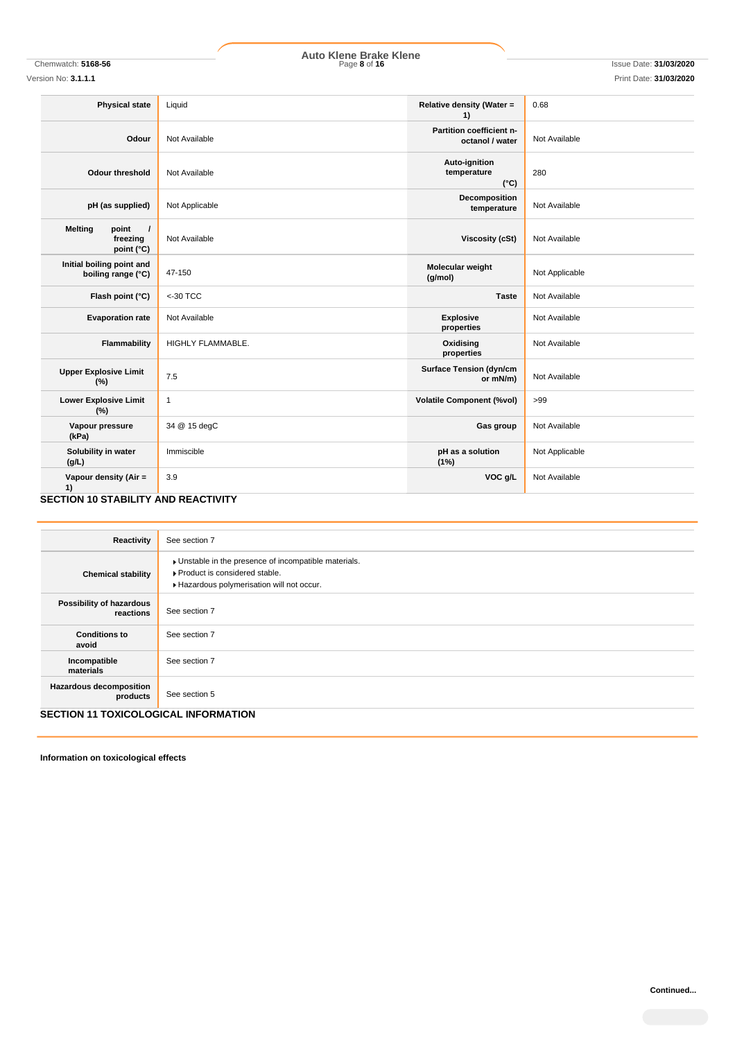| Physical state | Liquid | Relative density (Water = 1) | 0.68 |
|---|---|---|---|
| Odour | Not Available | Partition coefficient n-octanol / water | Not Available |
| Odour threshold | Not Available | Auto-ignition temperature (°C) | 280 |
| pH (as supplied) | Not Applicable | Decomposition temperature | Not Available |
| Melting point / freezing point (°C) | Not Available | Viscosity (cSt) | Not Available |
| Initial boiling point and boiling range (°C) | 47-150 | Molecular weight (g/mol) | Not Applicable |
| Flash point (°C) | <-30 TCC | Taste | Not Available |
| Evaporation rate | Not Available | Explosive properties | Not Available |
| Flammability | HIGHLY FLAMMABLE. | Oxidising properties | Not Available |
| Upper Explosive Limit (%) | 7.5 | Surface Tension (dyn/cm or mN/m) | Not Available |
| Lower Explosive Limit (%) | 1 | Volatile Component (%vol) | >99 |
| Vapour pressure (kPa) | 34 @ 15 degC | Gas group | Not Available |
| Solubility in water (g/L) | Immiscible | pH as a solution (1%) | Not Applicable |
| Vapour density (Air = 1) | 3.9 | VOC g/L | Not Available |

## SECTION 10 STABILITY AND REACTIVITY

| Reactivity | See section 7 |
|---|---|
| Chemical stability | ▸ Unstable in the presence of incompatible materials.<br>▸ Product is considered stable.<br>▸ Hazardous polymerisation will not occur. |
| Possibility of hazardous reactions | See section 7 |
| Conditions to avoid | See section 7 |
| Incompatible materials | See section 7 |
| Hazardous decomposition products | See section 5 |

## SECTION 11 TOXICOLOGICAL INFORMATION

**Information on toxicological effects**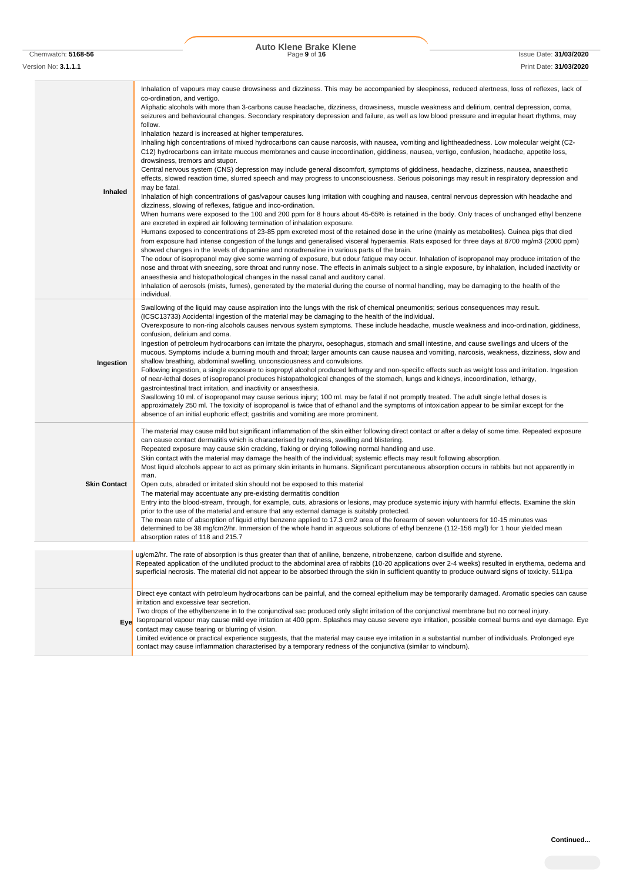| | |
|---|---|
| **Inhaled** | Inhalation of vapours may cause drowsiness and dizziness. This may be accompanied by sleepiness, reduced alertness, loss of reflexes, lack of co-ordination, and vertigo.<br>Aliphatic alcohols with more than 3-carbons cause headache, dizziness, drowsiness, muscle weakness and delirium, central depression, coma, seizures and behavioural changes. Secondary respiratory depression and failure, as well as low blood pressure and irregular heart rhythms, may follow.<br>Inhalation hazard is increased at higher temperatures.<br>Inhaling high concentrations of mixed hydrocarbons can cause narcosis, with nausea, vomiting and lightheadedness. Low molecular weight (C2-C12) hydrocarbons can irritate mucous membranes and cause incoordination, giddiness, nausea, vertigo, confusion, headache, appetite loss, drowsiness, tremors and stupor.<br>Central nervous system (CNS) depression may include general discomfort, symptoms of giddiness, headache, dizziness, nausea, anaesthetic effects, slowed reaction time, slurred speech and may progress to unconsciousness. Serious poisonings may result in respiratory depression and may be fatal.<br>Inhalation of high concentrations of gas/vapour causes lung irritation with coughing and nausea, central nervous depression with headache and dizziness, slowing of reflexes, fatigue and inco-ordination.<br>When humans were exposed to the 100 and 200 ppm for 8 hours about 45-65% is retained in the body. Only traces of unchanged ethyl benzene are excreted in expired air following termination of inhalation exposure.<br>Humans exposed to concentrations of 23-85 ppm excreted most of the retained dose in the urine (mainly as metabolites). Guinea pigs that died from exposure had intense congestion of the lungs and generalised visceral hyperaemia. Rats exposed for three days at 8700 mg/m3 (2000 ppm) showed changes in the levels of dopamine and noradrenaline in various parts of the brain.<br>The odour of isopropanol may give some warning of exposure, but odour fatigue may occur. Inhalation of isopropanol may produce irritation of the nose and throat with sneezing, sore throat and runny nose. The effects in animals subject to a single exposure, by inhalation, included inactivity or anaesthesia and histopathological changes in the nasal canal and auditory canal.<br>Inhalation of aerosols (mists, fumes), generated by the material during the course of normal handling, may be damaging to the health of the individual. |
| **Ingestion** | Swallowing of the liquid may cause aspiration into the lungs with the risk of chemical pneumonitis; serious consequences may result. (ICSC13733) Accidental ingestion of the material may be damaging to the health of the individual.<br>Overexposure to non-ring alcohols causes nervous system symptoms. These include headache, muscle weakness and inco-ordination, giddiness, confusion, delirium and coma.<br>Ingestion of petroleum hydrocarbons can irritate the pharynx, oesophagus, stomach and small intestine, and cause swellings and ulcers of the mucous. Symptoms include a burning mouth and throat; larger amounts can cause nausea and vomiting, narcosis, weakness, dizziness, slow and shallow breathing, abdominal swelling, unconsciousness and convulsions.<br>Following ingestion, a single exposure to isopropyl alcohol produced lethargy and non-specific effects such as weight loss and irritation. Ingestion of near-lethal doses of isopropanol produces histopathological changes of the stomach, lungs and kidneys, incoordination, lethargy, gastrointestinal tract irritation, and inactivity or anaesthesia.<br>Swallowing 10 ml. of isopropanol may cause serious injury; 100 ml. may be fatal if not promptly treated. The adult single lethal doses is approximately 250 ml. The toxicity of isopropanol is twice that of ethanol and the symptoms of intoxication appear to be similar except for the absence of an initial euphoric effect; gastritis and vomiting are more prominent. |
| **Skin Contact** | The material may cause mild but significant inflammation of the skin either following direct contact or after a delay of some time. Repeated exposure can cause contact dermatitis which is characterised by redness, swelling and blistering.<br>Repeated exposure may cause skin cracking, flaking or drying following normal handling and use.<br>Skin contact with the material may damage the health of the individual; systemic effects may result following absorption.<br>Most liquid alcohols appear to act as primary skin irritants in humans. Significant percutaneous absorption occurs in rabbits but not apparently in man.<br>Open cuts, abraded or irritated skin should not be exposed to this material<br>The material may accentuate any pre-existing dermatitis condition<br>Entry into the blood-stream, through, for example, cuts, abrasions or lesions, may produce systemic injury with harmful effects. Examine the skin prior to the use of the material and ensure that any external damage is suitably protected.<br>The mean rate of absorption of liquid ethyl benzene applied to 17.3 cm2 area of the forearm of seven volunteers for 10-15 minutes was determined to be 38 mg/cm2/hr. Immersion of the whole hand in aqueous solutions of ethyl benzene (112-156 mg/l) for 1 hour yielded mean absorption rates of 118 and 215.7 ug/cm2/hr. The rate of absorption is thus greater than that of aniline, benzene, nitrobenzene, carbon disulfide and styrene.<br>Repeated application of the undiluted product to the abdominal area of rabbits (10-20 applications over 2-4 weeks) resulted in erythema, oedema and superficial necrosis. The material did not appear to be absorbed through the skin in sufficient quantity to produce outward signs of toxicity. 511ipa |
| **Eye** | Direct eye contact with petroleum hydrocarbons can be painful, and the corneal epithelium may be temporarily damaged. Aromatic species can cause irritation and excessive tear secretion.<br>Two drops of the ethylbenzene in to the conjunctival sac produced only slight irritation of the conjunctival membrane but no corneal injury.<br>Isopropanol vapour may cause mild eye irritation at 400 ppm. Splashes may cause severe eye irritation, possible corneal burns and eye damage. Eye contact may cause tearing or blurring of vision.<br>Limited evidence or practical experience suggests, that the material may cause eye irritation in a substantial number of individuals. Prolonged eye contact may cause inflammation characterised by a temporary redness of the conjunctiva (similar to windburn). |

Continued...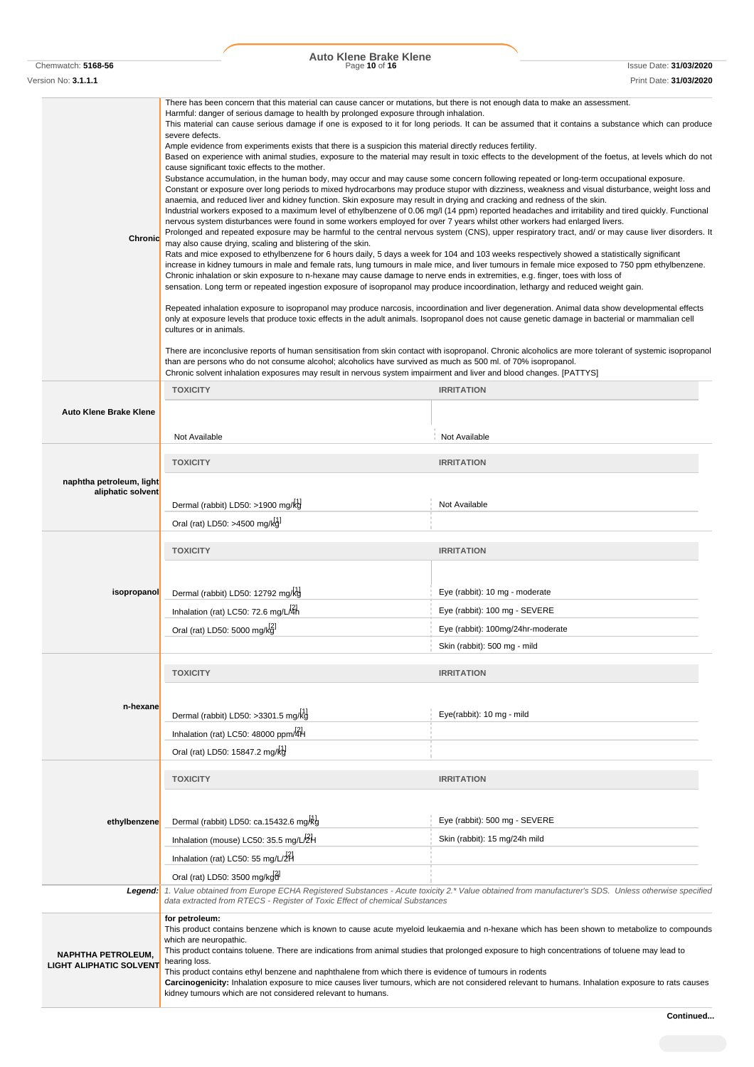| | |
|---|---|
| **Chronic** | There has been concern that this material can cause cancer or mutations, but there is not enough data to make an assessment.<br>Harmful: danger of serious damage to health by prolonged exposure through inhalation.<br>This material can cause serious damage if one is exposed to it for long periods. It can be assumed that it contains a substance which can produce severe defects.<br>Ample evidence from experiments exists that there is a suspicion this material directly reduces fertility.<br>Based on experience with animal studies, exposure to the material may result in toxic effects to the development of the foetus, at levels which do not cause significant toxic effects to the mother.<br>Substance accumulation, in the human body, may occur and may cause some concern following repeated or long-term occupational exposure.<br>Constant or exposure over long periods to mixed hydrocarbons may produce stupor with dizziness, weakness and visual disturbance, weight loss and anaemia, and reduced liver and kidney function. Skin exposure may result in drying and cracking and redness of the skin.<br>Industrial workers exposed to a maximum level of ethylbenzene of 0.06 mg/l (14 ppm) reported headaches and irritability and tired quickly. Functional nervous system disturbances were found in some workers employed for over 7 years whilst other workers had enlarged livers.<br>Prolonged and repeated exposure may be harmful to the central nervous system (CNS), upper respiratory tract, and/ or may cause liver disorders. It may also cause drying, scaling and blistering of the skin.<br>Rats and mice exposed to ethylbenzene for 6 hours daily, 5 days a week for 104 and 103 weeks respectively showed a statistically significant increase in kidney tumours in male and female rats, lung tumours in male mice, and liver tumours in female mice exposed to 750 ppm ethylbenzene.<br>Chronic inhalation or skin exposure to n-hexane may cause damage to nerve ends in extremities, e.g. finger, toes with loss of sensation. Long term or repeated ingestion exposure of isopropanol may produce incoordination, lethargy and reduced weight gain.<br><br>Repeated inhalation exposure to isopropanol may produce narcosis, incoordination and liver degeneration. Animal data show developmental effects only at exposure levels that produce toxic effects in the adult animals. Isopropanol does not cause genetic damage in bacterial or mammalian cell cultures or in animals.<br><br>There are inconclusive reports of human sensitisation from skin contact with isopropanol. Chronic alcoholics are more tolerant of systemic isopropanol than are persons who do not consume alcohol; alcoholics have survived as much as 500 ml. of 70% isopropanol.<br>Chronic solvent inhalation exposures may result in nervous system impairment and liver and blood changes. [PATTYS] |

| | TOXICITY | IRRITATION |
|---|---|---|
| **Auto Klene Brake Klene** | Not Available | Not Available |
| | **TOXICITY** | **IRRITATION** |
| **naphtha petroleum, light aliphatic solvent** | Dermal (rabbit) LD50: >1900 mg/kg[1] | Not Available |
| | Oral (rat) LD50: >4500 mg/kg[1] | |
| | **TOXICITY** | **IRRITATION** |
| **isopropanol** | Dermal (rabbit) LD50: 12792 mg/kg[1] | Eye (rabbit): 10 mg - moderate |
| | Inhalation (rat) LC50: 72.6 mg/L/4h[2] | Eye (rabbit): 100 mg - SEVERE |
| | Oral (rat) LD50: 5000 mg/kg[2] | Eye (rabbit): 100mg/24hr-moderate |
| | | Skin (rabbit): 500 mg - mild |
| | **TOXICITY** | **IRRITATION** |
| **n-hexane** | Dermal (rabbit) LD50: >3301.5 mg/kg[1] | Eye(rabbit): 10 mg - mild |
| | Inhalation (rat) LC50: 48000 ppm/4H[2] | |
| | Oral (rat) LD50: 15847.2 mg/kg[1] | |
| | **TOXICITY** | **IRRITATION** |
| **ethylbenzene** | Dermal (rabbit) LD50: ca.15432.6 mg/kg[1] | Eye (rabbit): 500 mg - SEVERE |
| | Inhalation (mouse) LC50: 35.5 mg/L/2H[2] | Skin (rabbit): 15 mg/24h mild |
| | Inhalation (rat) LC50: 55 mg/L/2H[2] | |
| | Oral (rat) LD50: 3500 mg/kg[2] | |
| **Legend:** | *1. Value obtained from Europe ECHA Registered Substances - Acute toxicity 2.\* Value obtained from manufacturer's SDS. Unless otherwise specified data extracted from RTECS - Register of Toxic Effect of chemical Substances* | |

| | |
|---|---|
| **NAPHTHA PETROLEUM, LIGHT ALIPHATIC SOLVENT** | **for petroleum:**<br>This product contains benzene which is known to cause acute myeloid leukaemia and n-hexane which has been shown to metabolize to compounds which are neuropathic.<br>This product contains toluene. There are indications from animal studies that prolonged exposure to high concentrations of toluene may lead to hearing loss.<br>This product contains ethyl benzene and naphthalene from which there is evidence of tumours in rodents<br>**Carcinogenicity:** Inhalation exposure to mice causes liver tumours, which are not considered relevant to humans. Inhalation exposure to rats causes kidney tumours which are not considered relevant to humans. |

**Continued...**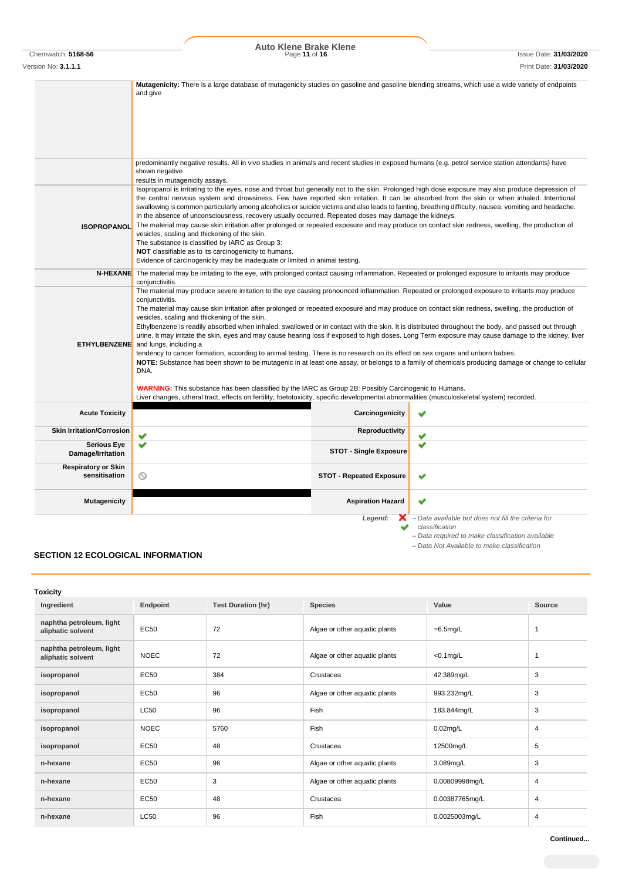| | |
|---|---|
| | **Mutagenicity:** There is a large database of mutagenicity studies on gasoline and gasoline blending streams, which use a wide variety of endpoints and give |
| | predominantly negative results. All in vivo studies in animals and recent studies in exposed humans (e.g. petrol service station attendants) have shown negative results in mutagenicity assays. |
| **ISOPROPANOL** | Isopropanol is irritating to the eyes, nose and throat but generally not to the skin. Prolonged high dose exposure may also produce depression of the central nervous system and drowsiness. Few have reported skin irritation. It can be absorbed from the skin or when inhaled. Intentional swallowing is common particularly among alcoholics or suicide victims and also leads to fainting, breathing difficulty, nausea, vomiting and headache. In the absence of unconsciousness, recovery usually occurred. Repeated doses may damage the kidneys. The material may cause skin irritation after prolonged or repeated exposure and may produce on contact skin redness, swelling, the production of vesicles, scaling and thickening of the skin. The substance is classified by IARC as Group 3: **NOT** classifiable as to its carcinogenicity to humans. Evidence of carcinogenicity may be inadequate or limited in animal testing. |
| **N-HEXANE** | The material may be irritating to the eye, with prolonged contact causing inflammation. Repeated or prolonged exposure to irritants may produce conjunctivitis. |
| **ETHYLBENZENE** | The material may produce severe irritation to the eye causing pronounced inflammation. Repeated or prolonged exposure to irritants may produce conjunctivitis. The material may cause skin irritation after prolonged or repeated exposure and may produce on contact skin redness, swelling, the production of vesicles, scaling and thickening of the skin. Ethylbenzene is readily absorbed when inhaled, swallowed or in contact with the skin. It is distributed throughout the body, and passed out through urine. It may irritate the skin, eyes and may cause hearing loss if exposed to high doses. Long Term exposure may cause damage to the kidney, liver and lungs, including a tendency to cancer formation, according to animal testing. There is no research on its effect on sex organs and unborn babies. **NOTE:** Substance has been shown to be mutagenic in at least one assay, or belongs to a family of chemicals producing damage or change to cellular DNA. **WARNING:** This substance has been classified by the IARC as Group 2B: Possibly Carcinogenic to Humans. Liver changes, utheral tract, effects on fertility, foetotoxicity, specific developmental abnormalities (musculoskeletal system) recorded. |

| | | | |
|---|---|---|---|
| **Acute Toxicity** | | **Carcinogenicity** | ✔ |
| **Skin Irritation/Corrosion** | ✔ | **Reproductivity** | ✔ |
| **Serious Eye Damage/Irritation** | ✔ | **STOT - Single Exposure** | ✔ |
| **Respiratory or Skin sensitisation** | ⊘ | **STOT - Repeated Exposure** | ✔ |
| **Mutagenicity** | | **Aspiration Hazard** | ✔ |

*Legend:* ✖ – Data available but does not fill the criteria for classification
✔ – Data required to make classification available
⊘ – Data Not Available to make classification

## SECTION 12 ECOLOGICAL INFORMATION

### Toxicity

| Ingredient | Endpoint | Test Duration (hr) | Species | Value | Source |
|---|---|---|---|---|---|
| naphtha petroleum, light aliphatic solvent | EC50 | 72 | Algae or other aquatic plants | =6.5mg/L | 1 |
| naphtha petroleum, light aliphatic solvent | NOEC | 72 | Algae or other aquatic plants | <0.1mg/L | 1 |
| isopropanol | EC50 | 384 | Crustacea | 42.389mg/L | 3 |
| isopropanol | EC50 | 96 | Algae or other aquatic plants | 993.232mg/L | 3 |
| isopropanol | LC50 | 96 | Fish | 183.844mg/L | 3 |
| isopropanol | NOEC | 5760 | Fish | 0.02mg/L | 4 |
| isopropanol | EC50 | 48 | Crustacea | 12500mg/L | 5 |
| n-hexane | EC50 | 96 | Algae or other aquatic plants | 3.089mg/L | 3 |
| n-hexane | EC50 | 3 | Algae or other aquatic plants | 0.00809998mg/L | 4 |
| n-hexane | EC50 | 48 | Crustacea | 0.00387765mg/L | 4 |
| n-hexane | LC50 | 96 | Fish | 0.0025003mg/L | 4 |

Continued...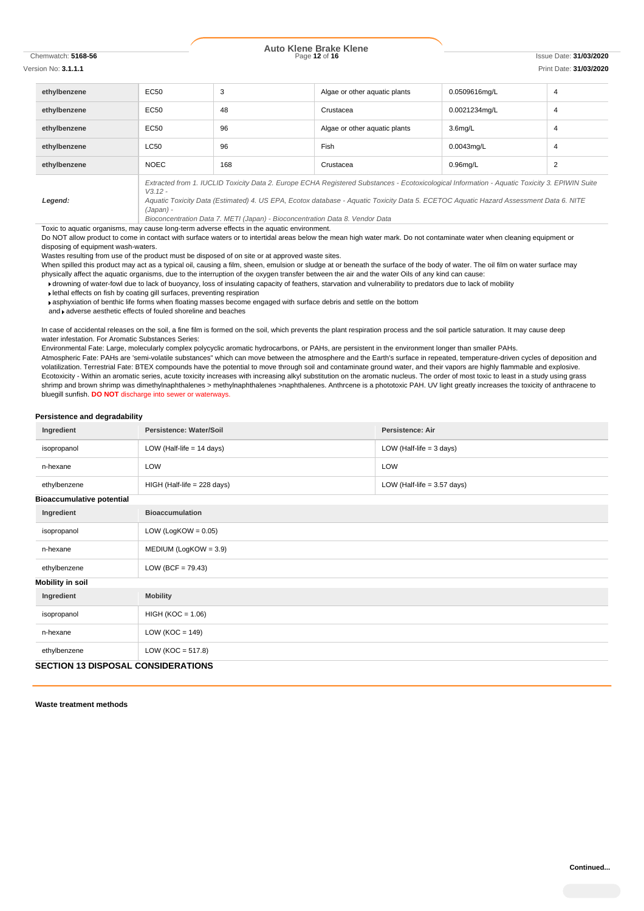| | | | | | |
|---|---|---|---|---|---|
| **ethylbenzene** | EC50 | 3 | Algae or other aquatic plants | 0.0509616mg/L | 4 |
| **ethylbenzene** | EC50 | 48 | Crustacea | 0.0021234mg/L | 4 |
| **ethylbenzene** | EC50 | 96 | Algae or other aquatic plants | 3.6mg/L | 4 |
| **ethylbenzene** | LC50 | 96 | Fish | 0.0043mg/L | 4 |
| **ethylbenzene** | NOEC | 168 | Crustacea | 0.96mg/L | 2 |
| ***Legend:*** | *Extracted from 1. IUCLID Toxicity Data 2. Europe ECHA Registered Substances - Ecotoxicological Information - Aquatic Toxicity 3. EPIWIN Suite V3.12 - Aquatic Toxicity Data (Estimated) 4. US EPA, Ecotox database - Aquatic Toxicity Data 5. ECETOC Aquatic Hazard Assessment Data 6. NITE (Japan) - Bioconcentration Data 7. METI (Japan) - Bioconcentration Data 8. Vendor Data* | | | | |

Toxic to aquatic organisms, may cause long-term adverse effects in the aquatic environment.
Do NOT allow product to come in contact with surface waters or to intertidal areas below the mean high water mark. Do not contaminate water when cleaning equipment or disposing of equipment wash-waters.
Wastes resulting from use of the product must be disposed of on site or at approved waste sites.
When spilled this product may act as a typical oil, causing a film, sheen, emulsion or sludge at or beneath the surface of the body of water. The oil film on water surface may physically affect the aquatic organisms, due to the interruption of the oxygen transfer between the air and the water Oils of any kind can cause:

- drowning of water-fowl due to lack of buoyancy, loss of insulating capacity of feathers, starvation and vulnerability to predators due to lack of mobility
- lethal effects on fish by coating gill surfaces, preventing respiration
- asphyxiation of benthic life forms when floating masses become engaged with surface debris and settle on the bottom

and ▸ adverse aesthetic effects of fouled shoreline and beaches

In case of accidental releases on the soil, a fine film is formed on the soil, which prevents the plant respiration process and the soil particle saturation. It may cause deep water infestation. For Aromatic Substances Series:
Environmental Fate: Large, molecularly complex polycyclic aromatic hydrocarbons, or PAHs, are persistent in the environment longer than smaller PAHs.
Atmospheric Fate: PAHs are 'semi-volatile substances" which can move between the atmosphere and the Earth's surface in repeated, temperature-driven cycles of deposition and volatilization. Terrestrial Fate: BTEX compounds have the potential to move through soil and contaminate ground water, and their vapors are highly flammable and explosive. Ecotoxicity - Within an aromatic series, acute toxicity increases with increasing alkyl substitution on the aromatic nucleus. The order of most toxic to least in a study using grass shrimp and brown shrimp was dimethylnaphthalenes > methylnaphthalenes >naphthalenes. Anthrcene is a phototoxic PAH. UV light greatly increases the toxicity of anthracene to bluegill sunfish. **DO NOT** discharge into sewer or waterways.

### Persistence and degradability

| Ingredient | Persistence: Water/Soil | Persistence: Air |
|---|---|---|
| isopropanol | LOW (Half-life = 14 days) | LOW (Half-life = 3 days) |
| n-hexane | LOW | LOW |
| ethylbenzene | HIGH (Half-life = 228 days) | LOW (Half-life = 3.57 days) |

### Bioaccumulative potential

| Ingredient | Bioaccumulation |
|---|---|
| isopropanol | LOW (LogKOW = 0.05) |
| n-hexane | MEDIUM (LogKOW = 3.9) |
| ethylbenzene | LOW (BCF = 79.43) |

### Mobility in soil

| Ingredient | Mobility |
|---|---|
| isopropanol | HIGH (KOC = 1.06) |
| n-hexane | LOW (KOC = 149) |
| ethylbenzene | LOW (KOC = 517.8) |

## SECTION 13 DISPOSAL CONSIDERATIONS

### Waste treatment methods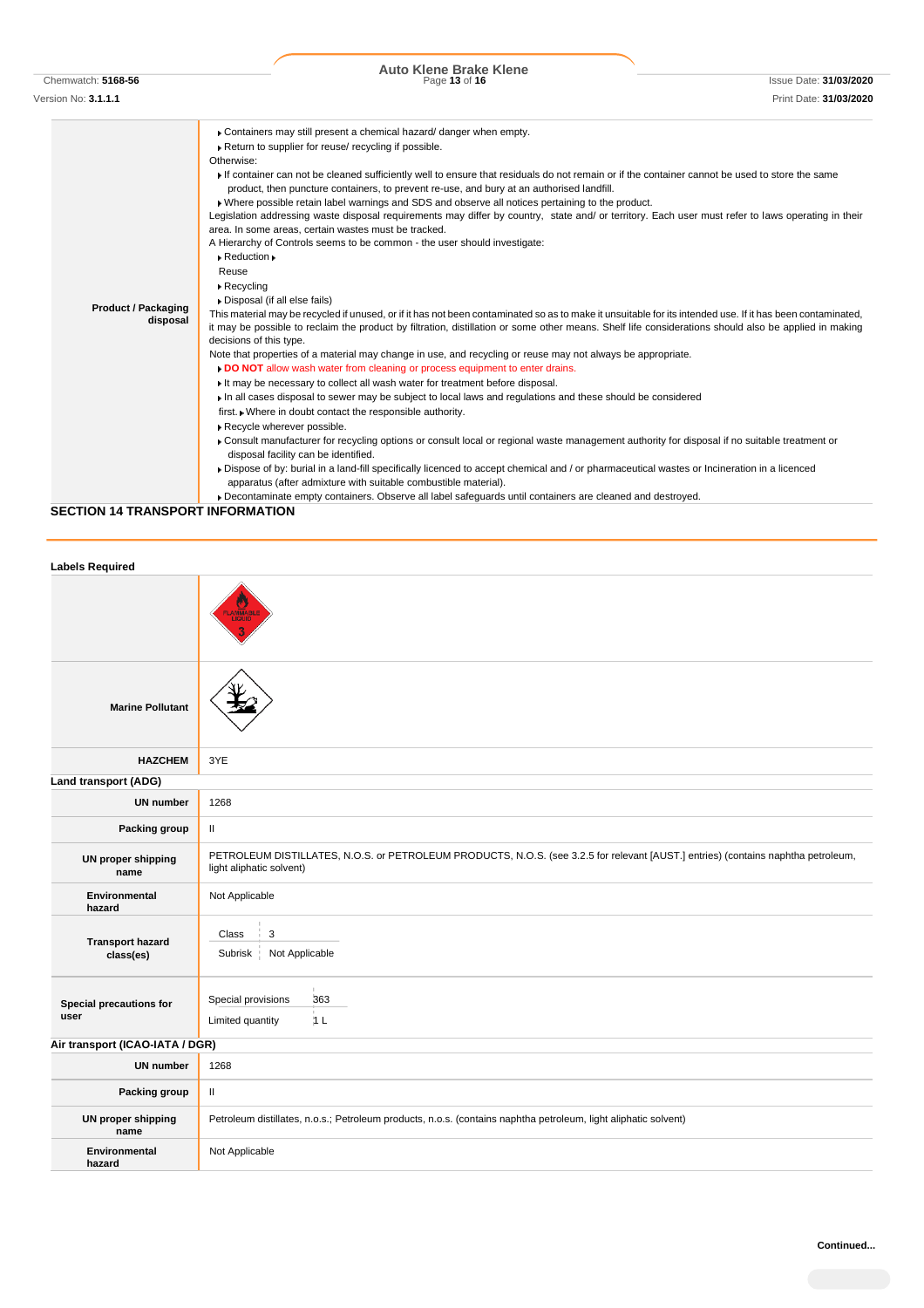| | |
|---|---|
| **Product / Packaging disposal** | ▸ Containers may still present a chemical hazard/ danger when empty.<br>▸ Return to supplier for reuse/ recycling if possible.<br>Otherwise:<br>▸ If container can not be cleaned sufficiently well to ensure that residuals do not remain or if the container cannot be used to store the same product, then puncture containers, to prevent re-use, and bury at an authorised landfill.<br>▸ Where possible retain label warnings and SDS and observe all notices pertaining to the product.<br>Legislation addressing waste disposal requirements may differ by country, state and/ or territory. Each user must refer to laws operating in their area. In some areas, certain wastes must be tracked.<br>A Hierarchy of Controls seems to be common - the user should investigate:<br>▸ Reduction ▸<br>Reuse<br>▸ Recycling<br>▸ Disposal (if all else fails)<br>This material may be recycled if unused, or if it has not been contaminated so as to make it unsuitable for its intended use. If it has been contaminated, it may be possible to reclaim the product by filtration, distillation or some other means. Shelf life considerations should also be applied in making decisions of this type.<br>Note that properties of a material may change in use, and recycling or reuse may not always be appropriate.<br>▸ **DO NOT** allow wash water from cleaning or process equipment to enter drains.<br>▸ It may be necessary to collect all wash water for treatment before disposal.<br>▸ In all cases disposal to sewer may be subject to local laws and regulations and these should be considered first. ▸ Where in doubt contact the responsible authority.<br>▸ Recycle wherever possible.<br>▸ Consult manufacturer for recycling options or consult local or regional waste management authority for disposal if no suitable treatment or disposal facility can be identified.<br>▸ Dispose of by: burial in a land-fill specifically licenced to accept chemical and / or pharmaceutical wastes or Incineration in a licenced apparatus (after admixture with suitable combustible material).<br>▸ Decontaminate empty containers. Observe all label safeguards until containers are cleaned and destroyed. |

## SECTION 14 TRANSPORT INFORMATION

### Labels Required

| | |
|---|---|
| | FLAMMABLE LIQUID 3 |
| **Marine Pollutant** | |
| **HAZCHEM** | 3YE |

### Land transport (ADG)

| | |
|---|---|
| **UN number** | 1268 |
| **Packing group** | II |
| **UN proper shipping name** | PETROLEUM DISTILLATES, N.O.S. or PETROLEUM PRODUCTS, N.O.S. (see 3.2.5 for relevant [AUST.] entries) (contains naphtha petroleum, light aliphatic solvent) |
| **Environmental hazard** | Not Applicable |
| **Transport hazard class(es)** | Class: 3<br>Subrisk: Not Applicable |
| **Special precautions for user** | Special provisions: 363<br>Limited quantity: 1 L |

### Air transport (ICAO-IATA / DGR)

| | |
|---|---|
| **UN number** | 1268 |
| **Packing group** | II |
| **UN proper shipping name** | Petroleum distillates, n.o.s.; Petroleum products, n.o.s. (contains naphtha petroleum, light aliphatic solvent) |
| **Environmental hazard** | Not Applicable |

Continued...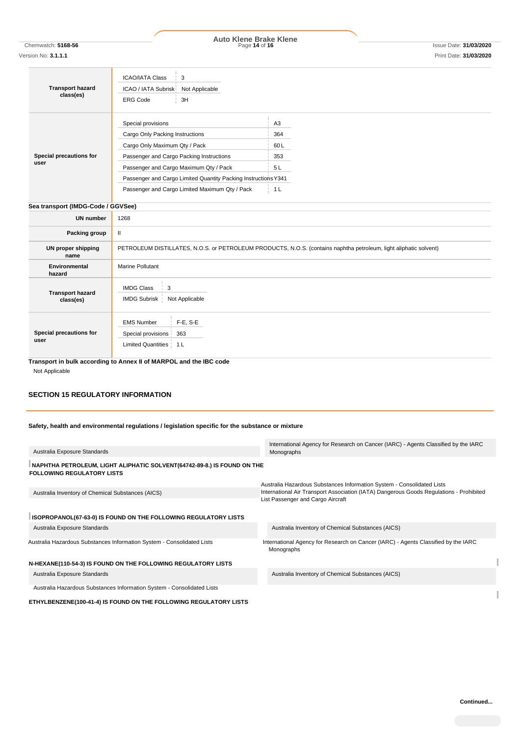| | |
|---|---|
| **Transport hazard class(es)** | ICAO/IATA Class: 3<br>ICAO / IATA Subrisk: Not Applicable<br>ERG Code: 3H |
| **Special precautions for user** | Special provisions: A3<br>Cargo Only Packing Instructions: 364<br>Cargo Only Maximum Qty / Pack: 60 L<br>Passenger and Cargo Packing Instructions: 353<br>Passenger and Cargo Maximum Qty / Pack: 5 L<br>Passenger and Cargo Limited Quantity Packing Instructions: Y341<br>Passenger and Cargo Limited Maximum Qty / Pack: 1 L |

**Sea transport (IMDG-Code / GGVSee)**

| | |
|---|---|
| **UN number** | 1268 |
| **Packing group** | II |
| **UN proper shipping name** | PETROLEUM DISTILLATES, N.O.S. or PETROLEUM PRODUCTS, N.O.S. (contains naphtha petroleum, light aliphatic solvent) |
| **Environmental hazard** | Marine Pollutant |
| **Transport hazard class(es)** | IMDG Class: 3<br>IMDG Subrisk: Not Applicable |
| **Special precautions for user** | EMS Number: F-E, S-E<br>Special provisions: 363<br>Limited Quantities: 1 L |

**Transport in bulk according to Annex II of MARPOL and the IBC code**

Not Applicable

## SECTION 15 REGULATORY INFORMATION

**Safety, health and environmental regulations / legislation specific for the substance or mixture**

| | |
|---|---|
| Australia Exposure Standards | International Agency for Research on Cancer (IARC) - Agents Classified by the IARC Monographs |

**NAPHTHA PETROLEUM, LIGHT ALIPHATIC SOLVENT(64742-89-8.) IS FOUND ON THE FOLLOWING REGULATORY LISTS**

| | |
|---|---|
| Australia Inventory of Chemical Substances (AICS) | Australia Hazardous Substances Information System - Consolidated Lists<br>International Air Transport Association (IATA) Dangerous Goods Regulations - Prohibited List Passenger and Cargo Aircraft |

**ISOPROPANOL(67-63-0) IS FOUND ON THE FOLLOWING REGULATORY LISTS**

| | |
|---|---|
| Australia Exposure Standards | Australia Inventory of Chemical Substances (AICS) |
| Australia Hazardous Substances Information System - Consolidated Lists | International Agency for Research on Cancer (IARC) - Agents Classified by the IARC Monographs |

**N-HEXANE(110-54-3) IS FOUND ON THE FOLLOWING REGULATORY LISTS**

| | |
|---|---|
| Australia Exposure Standards | Australia Inventory of Chemical Substances (AICS) |
| Australia Hazardous Substances Information System - Consolidated Lists | |

**ETHYLBENZENE(100-41-4) IS FOUND ON THE FOLLOWING REGULATORY LISTS**

Continued...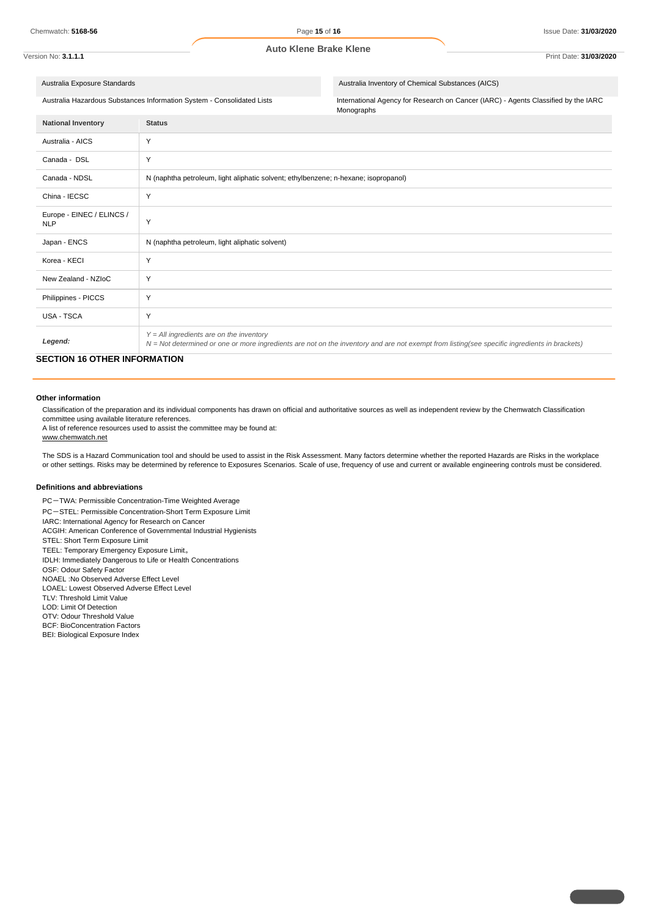| Australia Exposure Standards | Australia Inventory of Chemical Substances (AICS) |
|---|---|
| Australia Hazardous Substances Information System - Consolidated Lists | International Agency for Research on Cancer (IARC) - Agents Classified by the IARC Monographs |

| National Inventory | Status |
|---|---|
| Australia - AICS | Y |
| Canada - DSL | Y |
| Canada - NDSL | N (naphtha petroleum, light aliphatic solvent; ethylbenzene; n-hexane; isopropanol) |
| China - IECSC | Y |
| Europe - EINEC / ELINCS / NLP | Y |
| Japan - ENCS | N (naphtha petroleum, light aliphatic solvent) |
| Korea - KECI | Y |
| New Zealand - NZIoC | Y |
| Philippines - PICCS | Y |
| USA - TSCA | Y |
| *Legend:* | *Y = All ingredients are on the inventory* <br> *N = Not determined or one or more ingredients are not on the inventory and are not exempt from listing(see specific ingredients in brackets)* |

## SECTION 16 OTHER INFORMATION

### Other information

Classification of the preparation and its individual components has drawn on official and authoritative sources as well as independent review by the Chemwatch Classification committee using available literature references.
A list of reference resources used to assist the committee may be found at:
www.chemwatch.net

The SDS is a Hazard Communication tool and should be used to assist in the Risk Assessment. Many factors determine whether the reported Hazards are Risks in the workplace or other settings. Risks may be determined by reference to Exposures Scenarios. Scale of use, frequency of use and current or available engineering controls must be considered.

### Definitions and abbreviations

PC－TWA: Permissible Concentration-Time Weighted Average
PC－STEL: Permissible Concentration-Short Term Exposure Limit
IARC: International Agency for Research on Cancer
ACGIH: American Conference of Governmental Industrial Hygienists
STEL: Short Term Exposure Limit
TEEL: Temporary Emergency Exposure Limit。
IDLH: Immediately Dangerous to Life or Health Concentrations
OSF: Odour Safety Factor
NOAEL :No Observed Adverse Effect Level
LOAEL: Lowest Observed Adverse Effect Level
TLV: Threshold Limit Value
LOD: Limit Of Detection
OTV: Odour Threshold Value
BCF: BioConcentration Factors
BEI: Biological Exposure Index